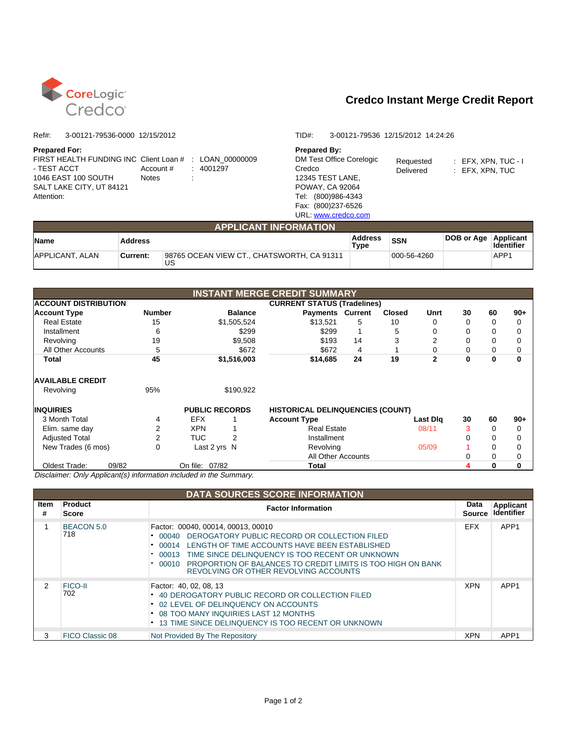CoreLogic Credco

# Credco Instant Merge Credit Report

Ref#: 3-00121-79536-0000 12/15/2012

TID#: 3-00121-79536 12/15/2012 14:24:26

**Prepared For:**
FIRST HEALTH FUNDING INC - TEST ACCT
1046 EAST 100 SOUTH
SALT LAKE CITY, UT 84121
Attention:

Client Loan # : LOAN_00000009
Account # : 4001297
Notes :

**Prepared By:**
DM Test Office Corelogic Credco
12345 TEST LANE,
POWAY, CA 92064
Tel: (800)986-4343
Fax: (800)237-6526
URL: www.credco.com

Requested : EFX, XPN, TUC - I
Delivered : EFX, XPN, TUC

## APPLICANT INFORMATION

| Name | Address | | Address Type | SSN | DOB or Age | Applicant Identifier |
|---|---|---|---|---|---|---|
| APPLICANT, ALAN | Current: | 98765 OCEAN VIEW CT., CHATSWORTH, CA 91311 US | | 000-56-4260 | | APP1 |

## INSTANT MERGE CREDIT SUMMARY

**ACCOUNT DISTRIBUTION** / **CURRENT STATUS (Tradelines)**

| Account Type | Number | Balance | Payments | Current | Closed | Unrt | 30 | 60 | 90+ |
|---|---|---|---|---|---|---|---|---|---|
| Real Estate | 15 | $1,505,524 | $13,521 | 5 | 10 | 0 | 0 | 0 | 0 |
| Installment | 6 | $299 | $299 | 1 | 5 | 0 | 0 | 0 | 0 |
| Revolving | 19 | $9,508 | $193 | 14 | 3 | 2 | 0 | 0 | 0 |
| All Other Accounts | 5 | $672 | $672 | 4 | 1 | 0 | 0 | 0 | 0 |
| **Total** | **45** | **$1,516,003** | **$14,685** | **24** | **19** | **2** | **0** | **0** | **0** |

**AVAILABLE CREDIT**

| | | |
|---|---|---|
| Revolving | 95% | $190,922 |

**INQUIRIES**

| | |
|---|---|
| 3 Month Total | 4 |
| Elim. same day | 2 |
| Adjusted Total | 2 |
| New Trades (6 mos) | 0 |

**PUBLIC RECORDS**

| | |
|---|---|
| EFX | 1 |
| XPN | 1 |
| TUC | 2 |
| Last 2 yrs | N |

**HISTORICAL DELINQUENCIES (COUNT)**

| Account Type | Last Dlq | 30 | 60 | 90+ |
|---|---|---|---|---|
| Real Estate | 08/11 | 3 | 0 | 0 |
| Installment | | 0 | 0 | 0 |
| Revolving | 05/09 | 1 | 0 | 0 |
| All Other Accounts | | 0 | 0 | 0 |
| **Total** | | **4** | **0** | **0** |

Oldest Trade: 09/82 On file: 07/82

*Disclaimer: Only Applicant(s) information included in the Summary.*

## DATA SOURCES SCORE INFORMATION

| Item # | Product Score | Factor Information | Data Source | Applicant Identifier |
|---|---|---|---|---|
| 1 | BEACON 5.0 718 | Factor: 00040, 00014, 00013, 00010<br>- 00040 DEROGATORY PUBLIC RECORD OR COLLECTION FILED<br>- 00014 LENGTH OF TIME ACCOUNTS HAVE BEEN ESTABLISHED<br>- 00013 TIME SINCE DELINQUENCY IS TOO RECENT OR UNKNOWN<br>- 00010 PROPORTION OF BALANCES TO CREDIT LIMITS IS TOO HIGH ON BANK REVOLVING OR OTHER REVOLVING ACCOUNTS | EFX | APP1 |
| 2 | FICO-II 702 | Factor: 40, 02, 08, 13<br>- 40 DEROGATORY PUBLIC RECORD OR COLLECTION FILED<br>- 02 LEVEL OF DELINQUENCY ON ACCOUNTS<br>- 08 TOO MANY INQUIRIES LAST 12 MONTHS<br>- 13 TIME SINCE DELINQUENCY IS TOO RECENT OR UNKNOWN | XPN | APP1 |
| 3 | FICO Classic 08 | Not Provided By The Repository | XPN | APP1 |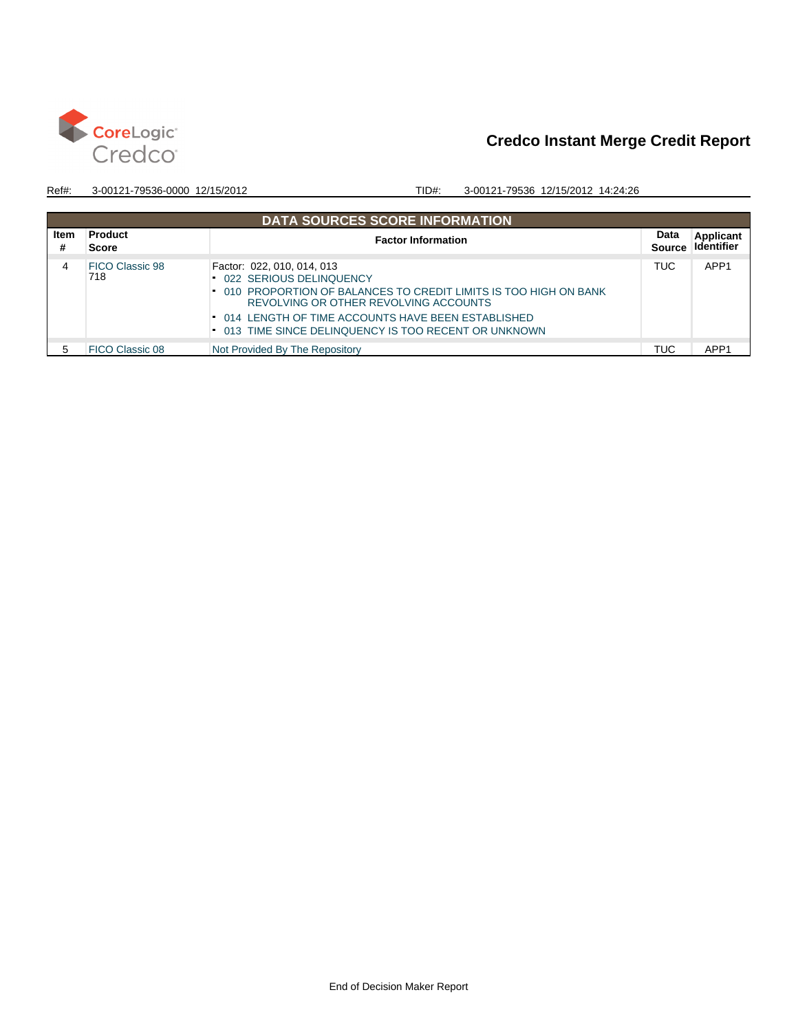CoreLogic Credco

# Credco Instant Merge Credit Report

Ref#: 3-00121-79536-0000 12/15/2012 TID#: 3-00121-79536 12/15/2012 14:24:26

| DATA SOURCES SCORE INFORMATION | | | | |
|---|---|---|---|---|
| Item # | Product Score | Factor Information | Data Source | Applicant Identifier |
| 4 | FICO Classic 98<br>718 | Factor: 022, 010, 014, 013<br>▪ 022 SERIOUS DELINQUENCY<br>▪ 010 PROPORTION OF BALANCES TO CREDIT LIMITS IS TOO HIGH ON BANK REVOLVING OR OTHER REVOLVING ACCOUNTS<br>▪ 014 LENGTH OF TIME ACCOUNTS HAVE BEEN ESTABLISHED<br>▪ 013 TIME SINCE DELINQUENCY IS TOO RECENT OR UNKNOWN | TUC | APP1 |
| 5 | FICO Classic 08 | Not Provided By The Repository | TUC | APP1 |

End of Decision Maker Report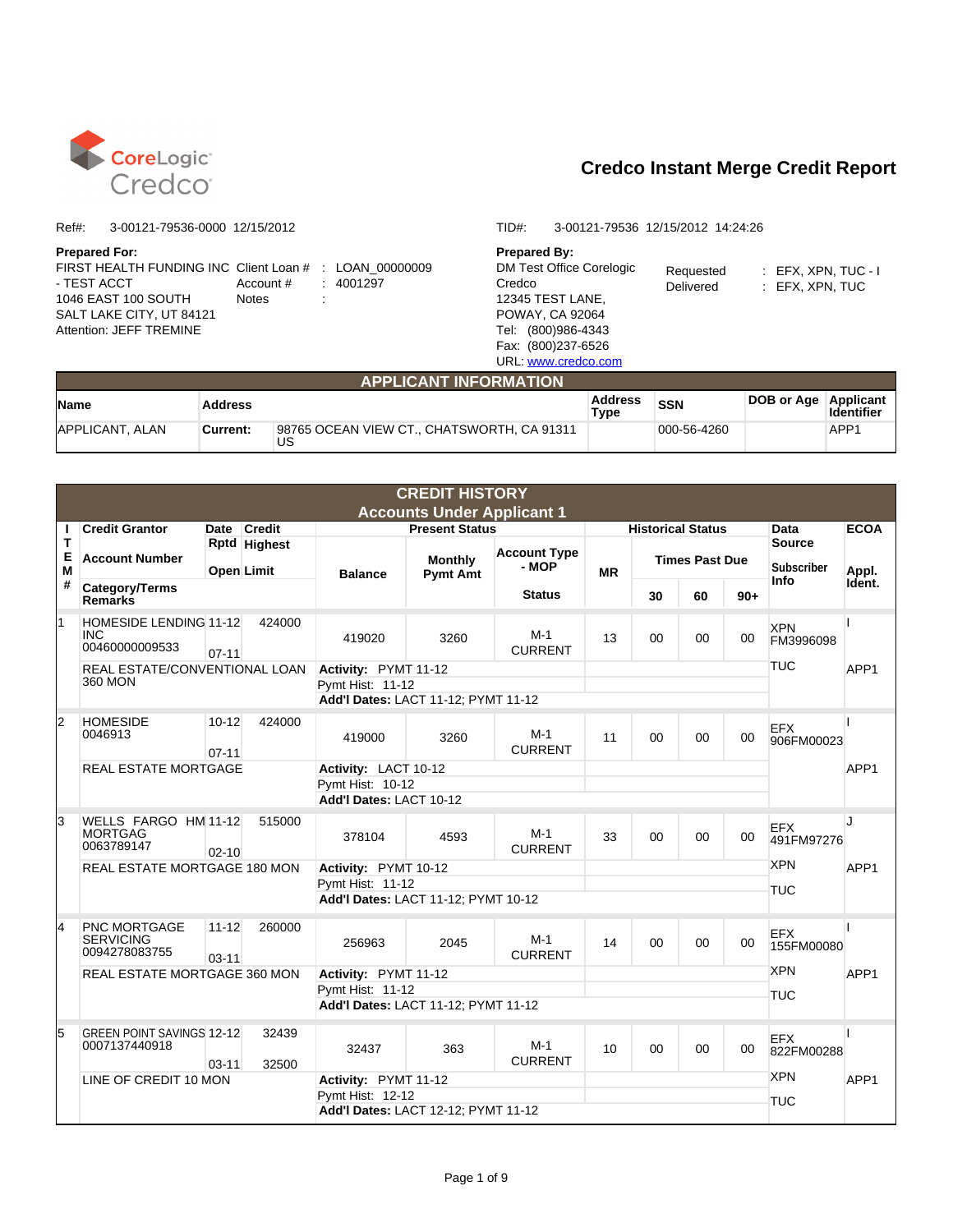CoreLogic Credco

# Credco Instant Merge Credit Report

Ref#: 3-00121-79536-0000 12/15/2012

TID#: 3-00121-79536 12/15/2012 14:24:26

**Prepared For:**
FIRST HEALTH FUNDING INC - TEST ACCT
1046 EAST 100 SOUTH
SALT LAKE CITY, UT 84121
Attention: JEFF TREMINE

Client Loan # : LOAN_00000009
Account # : 4001297
Notes :

**Prepared By:**
DM Test Office Corelogic Credco
12345 TEST LANE,
POWAY, CA 92064
Tel: (800)986-4343
Fax: (800)237-6526
URL: www.credco.com

Requested : EFX, XPN, TUC - I
Delivered : EFX, XPN, TUC

## APPLICANT INFORMATION

| Name | Address | | Address Type | SSN | DOB or Age | Applicant Identifier |
|---|---|---|---|---|---|---|
| APPLICANT, ALAN | Current: | 98765 OCEAN VIEW CT., CHATSWORTH, CA 91311 US | | 000-56-4260 | | APP1 |

## CREDIT HISTORY
### Accounts Under Applicant 1

| ITEM # | Credit Grantor / Account Number / Category/Terms Remarks | Date Rptd / Open | Credit Highest / Limit | Balance | Monthly Pymt Amt | Account Type - MOP / Status | MR | 30 | 60 | 90+ | Data Source / Subscriber Info | ECOA / Appl. Ident. |
|---|---|---|---|---|---|---|---|---|---|---|---|---|
| 1 | HOMESIDE LENDING INC 00460000009533 | 11-12 / 07-11 | 424000 | 419020 | 3260 | M-1 CURRENT | 13 | 00 | 00 | 00 | XPN FM3996098 | I |
| | REAL ESTATE/CONVENTIONAL LOAN 360 MON | | | Activity: PYMT 11-12; Pymt Hist: 11-12; **Add'l Dates:** LACT 11-12; PYMT 11-12 | | | | | | | TUC | APP1 |
| 2 | HOMESIDE 0046913 | 10-12 / 07-11 | 424000 | 419000 | 3260 | M-1 CURRENT | 11 | 00 | 00 | 00 | EFX 906FM00023 | I |
| | REAL ESTATE MORTGAGE | | | Activity: LACT 10-12; Pymt Hist: 10-12; **Add'l Dates:** LACT 10-12 | | | | | | | | APP1 |
| 3 | WELLS FARGO HM MORTGAG 0063789147 | 11-12 / 02-10 | 515000 | 378104 | 4593 | M-1 CURRENT | 33 | 00 | 00 | 00 | EFX 491FM97276 | J |
| | REAL ESTATE MORTGAGE 180 MON | | | Activity: PYMT 10-12; Pymt Hist: 11-12; **Add'l Dates:** LACT 11-12; PYMT 10-12 | | | | | | | XPN, TUC | APP1 |
| 4 | PNC MORTGAGE SERVICING 0094278083755 | 11-12 / 03-11 | 260000 | 256963 | 2045 | M-1 CURRENT | 14 | 00 | 00 | 00 | EFX 155FM00080 | I |
| | REAL ESTATE MORTGAGE 360 MON | | | Activity: PYMT 11-12; Pymt Hist: 11-12; **Add'l Dates:** LACT 11-12; PYMT 11-12 | | | | | | | XPN, TUC | APP1 |
| 5 | GREEN POINT SAVINGS 0007137440918 | 12-12 / 03-11 | 32439 / 32500 | 32437 | 363 | M-1 CURRENT | 10 | 00 | 00 | 00 | EFX 822FM00288 | I |
| | LINE OF CREDIT 10 MON | | | Activity: PYMT 11-12; Pymt Hist: 12-12; **Add'l Dates:** LACT 12-12; PYMT 11-12 | | | | | | | XPN, TUC | APP1 |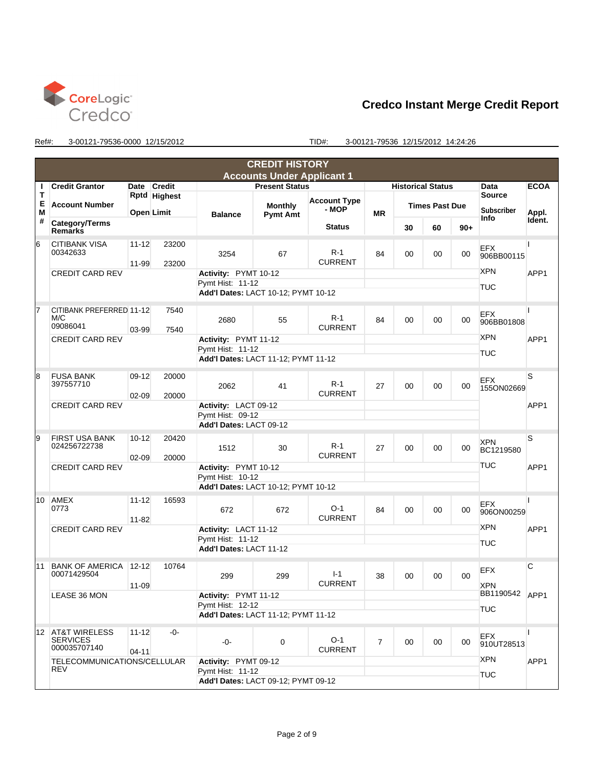# Credco Instant Merge Credit Report

Ref#: 3-00121-79536-0000 12/15/2012 TID#: 3-00121-79536 12/15/2012 14:24:26

## CREDIT HISTORY
### Accounts Under Applicant 1

| ITEM # | Credit Grantor / Account Number / Category/Terms Remarks | Date Rptd / Open | Highest Credit / Limit | Balance | Monthly Pymt Amt | Account Type - MOP / Status | MR | 30 | 60 | 90+ | Data Source / Subscriber Info | ECOA / Appl. Ident. |
|---|---|---|---|---|---|---|---|---|---|---|---|---|
| 6 | CITIBANK VISA 00342633 | 11-12 / 11-99 | 23200 / 23200 | 3254 | 67 | R-1 CURRENT | 84 | 00 | 00 | 00 | EFX 906BB00115 | I |
| | CREDIT CARD REV | | | Activity: PYMT 10-12 | | | | | | | XPN | APP1 |
| | | | | Pymt Hist: 11-12 | | | | | | | TUC | |
| | | | | **Add'l Dates:** LACT 10-12; PYMT 10-12 | | | | | | | | |
| 7 | CITIBANK PREFERRED M/C 09086041 | 11-12 / 03-99 | 7540 / 7540 | 2680 | 55 | R-1 CURRENT | 84 | 00 | 00 | 00 | EFX 906BB01808 | I |
| | CREDIT CARD REV | | | Activity: PYMT 11-12 | | | | | | | XPN | APP1 |
| | | | | Pymt Hist: 11-12 | | | | | | | TUC | |
| | | | | **Add'l Dates:** LACT 11-12; PYMT 11-12 | | | | | | | | |
| 8 | FUSA BANK 397557710 | 09-12 / 02-09 | 20000 / 20000 | 2062 | 41 | R-1 CURRENT | 27 | 00 | 00 | 00 | EFX 155ON02669 | S |
| | CREDIT CARD REV | | | Activity: LACT 09-12 | | | | | | | | APP1 |
| | | | | Pymt Hist: 09-12 | | | | | | | | |
| | | | | **Add'l Dates:** LACT 09-12 | | | | | | | | |
| 9 | FIRST USA BANK 024256722738 | 10-12 / 02-09 | 20420 / 20000 | 1512 | 30 | R-1 CURRENT | 27 | 00 | 00 | 00 | XPN BC1219580 | S |
| | CREDIT CARD REV | | | Activity: PYMT 10-12 | | | | | | | TUC | APP1 |
| | | | | Pymt Hist: 10-12 | | | | | | | | |
| | | | | **Add'l Dates:** LACT 10-12; PYMT 10-12 | | | | | | | | |
| 10 | AMEX 0773 | 11-12 / 11-82 | 16593 | 672 | 672 | O-1 CURRENT | 84 | 00 | 00 | 00 | EFX 906ON00259 | I |
| | CREDIT CARD REV | | | Activity: LACT 11-12 | | | | | | | XPN | APP1 |
| | | | | Pymt Hist: 11-12 | | | | | | | TUC | |
| | | | | **Add'l Dates:** LACT 11-12 | | | | | | | | |
| 11 | BANK OF AMERICA 00771429504 | 12-12 / 11-09 | 10764 | 299 | 299 | I-1 CURRENT | 38 | 00 | 00 | 00 | EFX | C |
| | LEASE 36 MON | | | Activity: PYMT 11-12 | | | | | | | XPN BB1190542 | APP1 |
| | | | | Pymt Hist: 12-12 | | | | | | | TUC | |
| | | | | **Add'l Dates:** LACT 11-12; PYMT 11-12 | | | | | | | | |
| 12 | AT&T WIRELESS SERVICES 000035707140 | 11-12 / 04-11 | -0- | -0- | 0 | O-1 CURRENT | 7 | 00 | 00 | 00 | EFX 910UT28513 | I |
| | TELECOMMUNICATIONS/CELLULAR REV | | | Activity: PYMT 09-12 | | | | | | | XPN | APP1 |
| | | | | Pymt Hist: 11-12 | | | | | | | TUC | |
| | | | | **Add'l Dates:** LACT 09-12; PYMT 09-12 | | | | | | | | |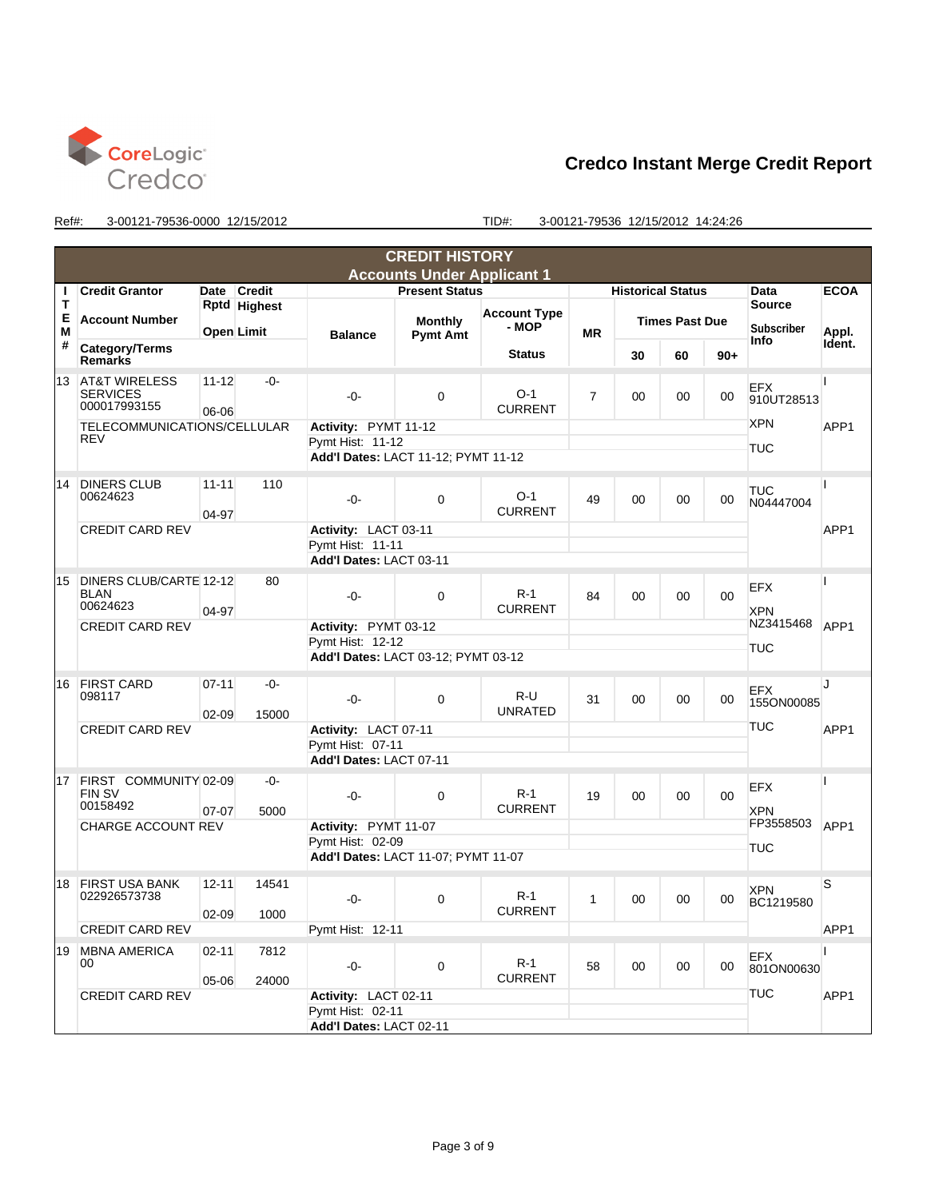**CoreLogic Credco**

## Credco Instant Merge Credit Report

Ref#: 3-00121-79536-0000 12/15/2012 TID#: 3-00121-79536 12/15/2012 14:24:26

### CREDIT HISTORY
### Accounts Under Applicant 1

| ITEM # | Credit Grantor / Account Number / Category/Terms Remarks | Date Rptd / Open | Credit Highest / Limit | Balance | Monthly Pymt Amt | Account Type - MOP / Status | MR | 30 | 60 | 90+ | Data Source / Subscriber Info | ECOA / Appl. Ident. |
|---|---|---|---|---|---|---|---|---|---|---|---|---|
| 13 | AT&T WIRELESS SERVICES 000017993155 | 11-12 / 06-06 | -0- | -0- | 0 | O-1 CURRENT | 7 | 00 | 00 | 00 | EFX 910UT28513 | I |
| | TELECOMMUNICATIONS/CELLULAR REV | | | Activity: PYMT 11-12<br>Pymt Hist: 11-12<br>Add'l Dates: LACT 11-12; PYMT 11-12 | | | | | | | XPN<br>TUC | APP1 |
| 14 | DINERS CLUB 00624623 | 11-11 / 04-97 | 110 | -0- | 0 | O-1 CURRENT | 49 | 00 | 00 | 00 | TUC N04447004 | I |
| | CREDIT CARD REV | | | Activity: LACT 03-11<br>Pymt Hist: 11-11<br>Add'l Dates: LACT 03-11 | | | | | | | | APP1 |
| 15 | DINERS CLUB/CARTE BLAN 00624623 | 12-12 / 04-97 | 80 | -0- | 0 | R-1 CURRENT | 84 | 00 | 00 | 00 | EFX | I |
| | CREDIT CARD REV | | | Activity: PYMT 03-12<br>Pymt Hist: 12-12<br>Add'l Dates: LACT 03-12; PYMT 03-12 | | | | | | | XPN NZ3415468<br>TUC | APP1 |
| 16 | FIRST CARD 098117 | 07-11 / 02-09 | -0- / 15000 | -0- | 0 | R-U UNRATED | 31 | 00 | 00 | 00 | EFX 155ON00085 | J |
| | CREDIT CARD REV | | | Activity: LACT 07-11<br>Pymt Hist: 07-11<br>Add'l Dates: LACT 07-11 | | | | | | | TUC | APP1 |
| 17 | FIRST COMMUNITY FIN SV 00158492 | 02-09 / 07-07 | -0- / 5000 | -0- | 0 | R-1 CURRENT | 19 | 00 | 00 | 00 | EFX | I |
| | CHARGE ACCOUNT REV | | | Activity: PYMT 11-07<br>Pymt Hist: 02-09<br>Add'l Dates: LACT 11-07; PYMT 11-07 | | | | | | | XPN FP3558503<br>TUC | APP1 |
| 18 | FIRST USA BANK 022926573738 | 12-11 / 02-09 | 14541 / 1000 | -0- | 0 | R-1 CURRENT | 1 | 00 | 00 | 00 | XPN BC1219580 | S |
| | CREDIT CARD REV | | | Pymt Hist: 12-11 | | | | | | | | APP1 |
| 19 | MBNA AMERICA 00 | 02-11 / 05-06 | 7812 / 24000 | -0- | 0 | R-1 CURRENT | 58 | 00 | 00 | 00 | EFX 801ON00630 | I |
| | CREDIT CARD REV | | | Activity: LACT 02-11<br>Pymt Hist: 02-11<br>Add'l Dates: LACT 02-11 | | | | | | | TUC | APP1 |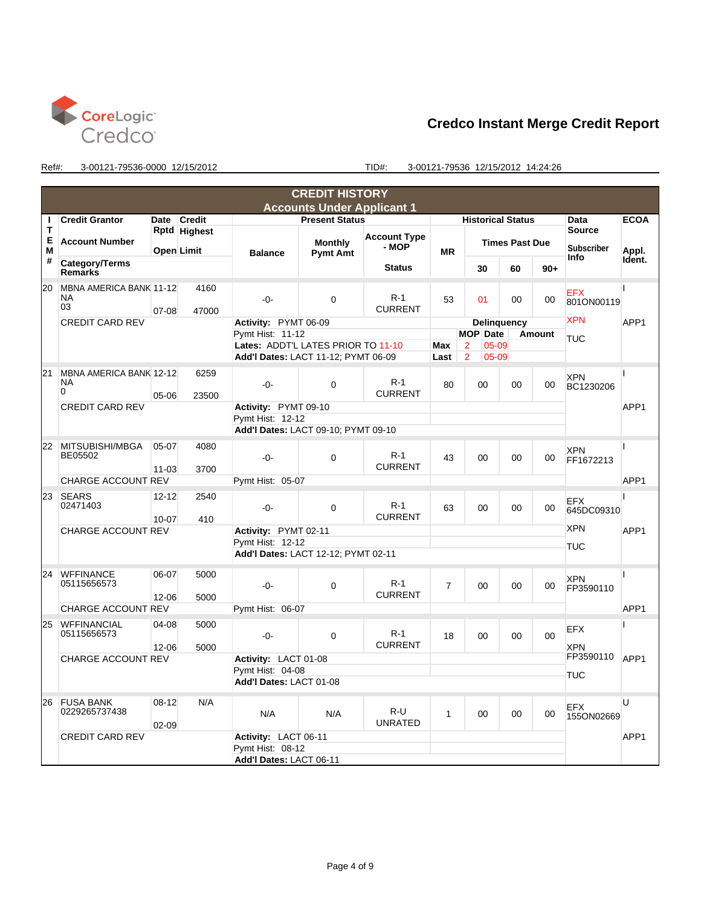CoreLogic Credco

## Credco Instant Merge Credit Report

Ref#: 3-00121-79536-0000 12/15/2012 TID#: 3-00121-79536 12/15/2012 14:24:26

### CREDIT HISTORY
### Accounts Under Applicant 1

| ITEM # | Credit Grantor / Account Number / Category/Terms / Remarks | Date Rptd / Open | Credit Highest / Limit | Balance | Monthly Pymt Amt | Account Type - MOP / Status | MR | 30 | 60 | 90+ | Data Source / Subscriber Info | ECOA / Appl. Ident. |
|---|---|---|---|---|---|---|---|---|---|---|---|---|
| 20 | MBNA AMERICA BANK NA 03 | 11-12 / 07-08 | 4160 / 47000 | -0- | 0 | R-1 CURRENT | 53 | 01 | 00 | 00 | EFX 801ON00119 XPN TUC | I / APP1 |
| | CREDIT CARD REV | | | Activity: PYMT 06-09; Pymt Hist: 11-12; Lates: ADDT'L LATES PRIOR TO 11-10; Add'l Dates: LACT 11-12; PYMT 06-09 | | | Delinquency: Max MOP 2 Date 05-09; Last MOP 2 Date 05-09 | | | | | |
| 21 | MBNA AMERICA BANK NA 0 | 12-12 / 05-06 | 6259 / 23500 | -0- | 0 | R-1 CURRENT | 80 | 00 | 00 | 00 | XPN BC1230206 | I / APP1 |
| | CREDIT CARD REV | | | Activity: PYMT 09-10; Pymt Hist: 12-12; Add'l Dates: LACT 09-10; PYMT 09-10 | | | | | | | | |
| 22 | MITSUBISHI/MBGA BE05502 | 05-07 / 11-03 | 4080 / 3700 | -0- | 0 | R-1 CURRENT | 43 | 00 | 00 | 00 | XPN FF1672213 | I / APP1 |
| | CHARGE ACCOUNT REV | | | Pymt Hist: 05-07 | | | | | | | | |
| 23 | SEARS 02471403 | 12-12 / 10-07 | 2540 / 410 | -0- | 0 | R-1 CURRENT | 63 | 00 | 00 | 00 | EFX 645DC09310 XPN TUC | I / APP1 |
| | CHARGE ACCOUNT REV | | | Activity: PYMT 02-11; Pymt Hist: 12-12; Add'l Dates: LACT 12-12; PYMT 02-11 | | | | | | | | |
| 24 | WFFINANCE 05115656573 | 06-07 / 12-06 | 5000 / 5000 | -0- | 0 | R-1 CURRENT | 7 | 00 | 00 | 00 | XPN FP3590110 | I / APP1 |
| | CHARGE ACCOUNT REV | | | Pymt Hist: 06-07 | | | | | | | | |
| 25 | WFFINANCIAL 05115656573 | 04-08 / 12-06 | 5000 / 5000 | -0- | 0 | R-1 CURRENT | 18 | 00 | 00 | 00 | EFX XPN FP3590110 TUC | I / APP1 |
| | CHARGE ACCOUNT REV | | | Activity: LACT 01-08; Pymt Hist: 04-08; Add'l Dates: LACT 01-08 | | | | | | | | |
| 26 | FUSA BANK 0229265737438 | 08-12 / 02-09 | N/A | N/A | N/A | R-U UNRATED | 1 | 00 | 00 | 00 | EFX 155ON02669 | U / APP1 |
| | CREDIT CARD REV | | | Activity: LACT 06-11; Pymt Hist: 08-12; Add'l Dates: LACT 06-11 | | | | | | | | |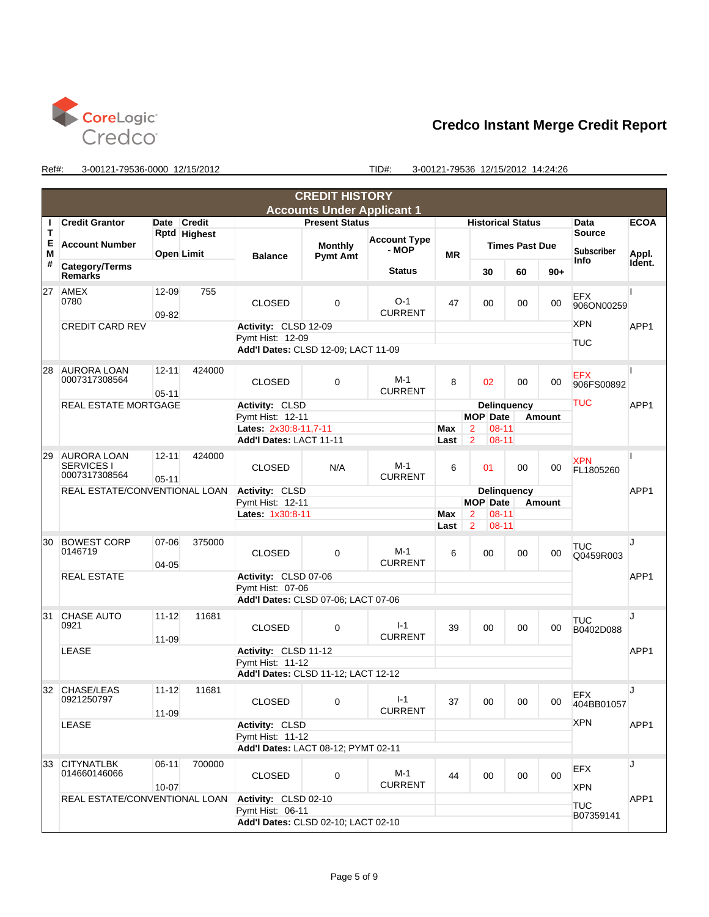CoreLogic Credco

# Credco Instant Merge Credit Report

Ref#: 3-00121-79536-0000 12/15/2012 TID#: 3-00121-79536 12/15/2012 14:24:26

## CREDIT HISTORY
### Accounts Under Applicant 1

| ITEM # | Credit Grantor / Account Number / Category/Terms Remarks | Date Rptd / Open | Credit Highest Limit | Balance | Monthly Pymt Amt | Account Type - MOP / Status | MR | 30 | 60 | 90+ | Data Source / Subscriber Info | ECOA / Appl. Ident. |
|---|---|---|---|---|---|---|---|---|---|---|---|---|
| 27 | AMEX 0780 | 12-09 / 09-82 | 755 | CLOSED | 0 | O-1 CURRENT | 47 | 00 | 00 | 00 | EFX 906ON00259 | I |
| | CREDIT CARD REV | | | Activity: CLSD 12-09 | | | | | | | XPN | APP1 |
| | | | | Pymt Hist: 12-09 | | | | | | | TUC | |
| | | | | Add'l Dates: CLSD 12-09; LACT 11-09 | | | | | | | | |
| 28 | AURORA LOAN 0007317308564 | 12-11 / 05-11 | 424000 | CLOSED | 0 | M-1 CURRENT | 8 | 02 | 00 | 00 | EFX 906FS00892 | I |
| | REAL ESTATE MORTGAGE | | | Activity: CLSD | | | Delinquency | | | | TUC | APP1 |
| | | | | Pymt Hist: 12-11 | | | | MOP | Date | Amount | | |
| | | | | Lates: 2x30:8-11,7-11 | | | Max | 2 | 08-11 | | | |
| | | | | Add'l Dates: LACT 11-11 | | | Last | 2 | 08-11 | | | |
| 29 | AURORA LOAN SERVICES I 0007317308564 | 12-11 / 05-11 | 424000 | CLOSED | N/A | M-1 CURRENT | 6 | 01 | 00 | 00 | XPN FL1805260 | I |
| | REAL ESTATE/CONVENTIONAL LOAN | | | Activity: CLSD | | | Delinquency | | | | | APP1 |
| | | | | Pymt Hist: 12-11 | | | | MOP | Date | Amount | | |
| | | | | Lates: 1x30:8-11 | | | Max | 2 | 08-11 | | | |
| | | | | | | | Last | 2 | 08-11 | | | |
| 30 | BOWEST CORP 0146719 | 07-06 / 04-05 | 375000 | CLOSED | 0 | M-1 CURRENT | 6 | 00 | 00 | 00 | TUC Q0459R003 | J |
| | REAL ESTATE | | | Activity: CLSD 07-06 | | | | | | | | APP1 |
| | | | | Pymt Hist: 07-06 | | | | | | | | |
| | | | | Add'l Dates: CLSD 07-06; LACT 07-06 | | | | | | | | |
| 31 | CHASE AUTO 0921 | 11-12 / 11-09 | 11681 | CLOSED | 0 | I-1 CURRENT | 39 | 00 | 00 | 00 | TUC B0402D088 | J |
| | LEASE | | | Activity: CLSD 11-12 | | | | | | | | APP1 |
| | | | | Pymt Hist: 11-12 | | | | | | | | |
| | | | | Add'l Dates: CLSD 11-12; LACT 12-12 | | | | | | | | |
| 32 | CHASE/LEAS 0921250797 | 11-12 / 11-09 | 11681 | CLOSED | 0 | I-1 CURRENT | 37 | 00 | 00 | 00 | EFX 404BB01057 | J |
| | LEASE | | | Activity: CLSD | | | | | | | XPN | APP1 |
| | | | | Pymt Hist: 11-12 | | | | | | | | |
| | | | | Add'l Dates: LACT 08-12; PYMT 02-11 | | | | | | | | |
| 33 | CITYNATLBK 014660146066 | 06-11 / 10-07 | 700000 | CLOSED | 0 | M-1 CURRENT | 44 | 00 | 00 | 00 | EFX | J |
| | REAL ESTATE/CONVENTIONAL LOAN | | | Activity: CLSD 02-10 | | | | | | | XPN | APP1 |
| | | | | Pymt Hist: 06-11 | | | | | | | TUC B07359141 | |
| | | | | Add'l Dates: CLSD 02-10; LACT 02-10 | | | | | | | | |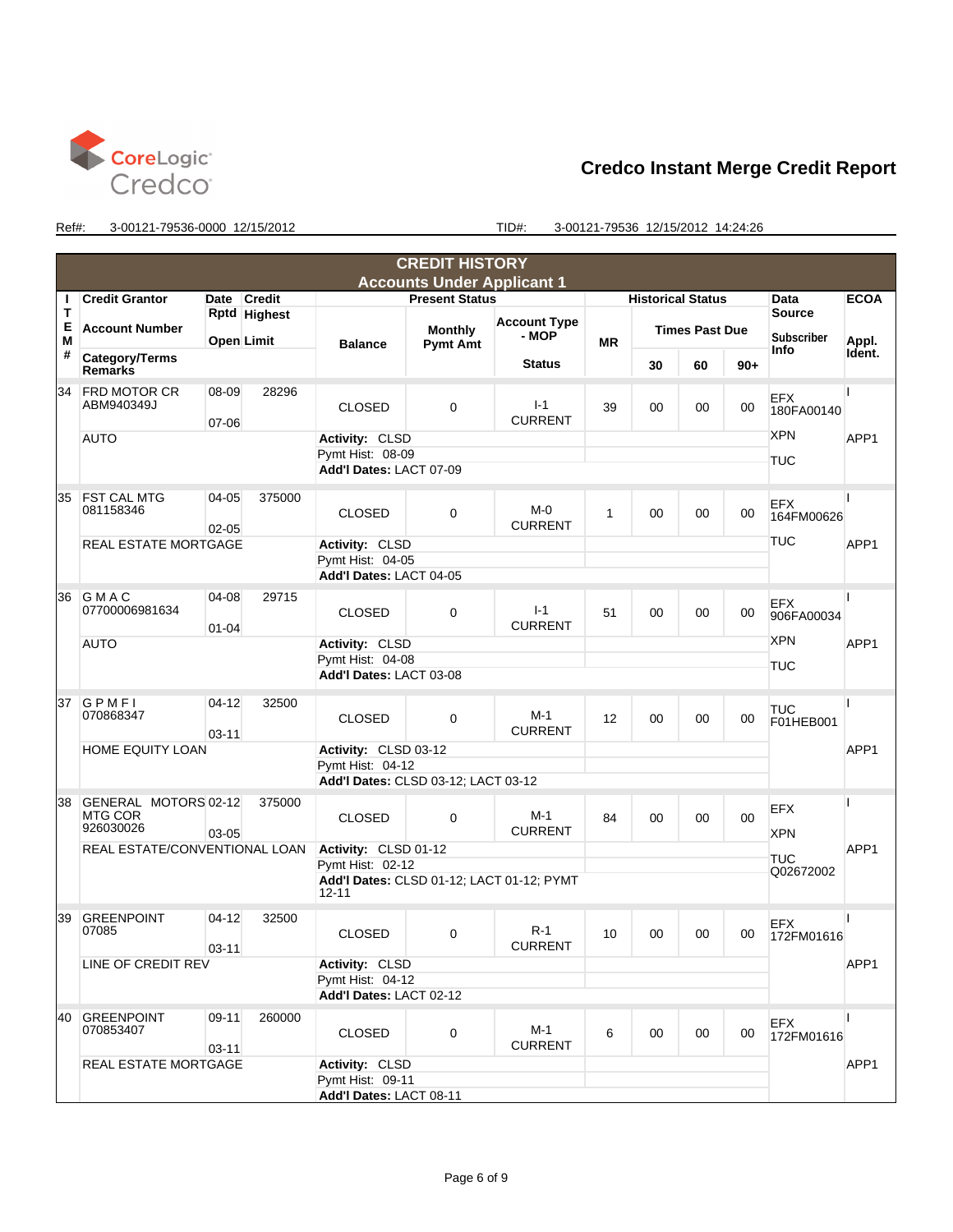CoreLogic Credco

# Credco Instant Merge Credit Report

Ref#: 3-00121-79536-0000 12/15/2012 TID#: 3-00121-79536 12/15/2012 14:24:26

## CREDIT HISTORY

### Accounts Under Applicant 1

| ITEM # | Credit Grantor / Account Number / Category/Terms / Remarks | Date Rptd / Open | Credit Highest / Limit | Balance | Monthly Pymt Amt | Account Type - MOP / Status | MR | Times Past Due 30 | 60 | 90+ | Data Source / Subscriber Info | ECOA / Appl. Ident. |
|---|---|---|---|---|---|---|---|---|---|---|---|---|
| 34 | FRD MOTOR CR ABM940349J | 08-09 / 07-06 | 28296 | CLOSED | 0 | I-1 CURRENT | 39 | 00 | 00 | 00 | EFX 180FA00140 | I |
| | AUTO | | | Activity: CLSD<br>Pymt Hist: 08-09<br>**Add'l Dates:** LACT 07-09 | | | | | | | XPN<br>TUC | APP1 |
| 35 | FST CAL MTG 081158346 | 04-05 / 02-05 | 375000 | CLOSED | 0 | M-0 CURRENT | 1 | 00 | 00 | 00 | EFX 164FM00626 | I |
| | REAL ESTATE MORTGAGE | | | Activity: CLSD<br>Pymt Hist: 04-05<br>**Add'l Dates:** LACT 04-05 | | | | | | | TUC | APP1 |
| 36 | G M A C 07700006981634 | 04-08 / 01-04 | 29715 | CLOSED | 0 | I-1 CURRENT | 51 | 00 | 00 | 00 | EFX 906FA00034 | I |
| | AUTO | | | Activity: CLSD<br>Pymt Hist: 04-08<br>**Add'l Dates:** LACT 03-08 | | | | | | | XPN<br>TUC | APP1 |
| 37 | G P M F I 070868347 | 04-12 / 03-11 | 32500 | CLOSED | 0 | M-1 CURRENT | 12 | 00 | 00 | 00 | TUC F01HEB001 | I |
| | HOME EQUITY LOAN | | | Activity: CLSD 03-12<br>Pymt Hist: 04-12<br>**Add'l Dates:** CLSD 03-12; LACT 03-12 | | | | | | | | APP1 |
| 38 | GENERAL MOTORS MTG COR 926030026 | 02-12 / 03-05 | 375000 | CLOSED | 0 | M-1 CURRENT | 84 | 00 | 00 | 00 | EFX<br>XPN | I |
| | REAL ESTATE/CONVENTIONAL LOAN | | | Activity: CLSD 01-12<br>Pymt Hist: 02-12<br>**Add'l Dates:** CLSD 01-12; LACT 01-12; PYMT 12-11 | | | | | | | TUC Q02672002 | APP1 |
| 39 | GREENPOINT 07085 | 04-12 / 03-11 | 32500 | CLOSED | 0 | R-1 CURRENT | 10 | 00 | 00 | 00 | EFX 172FM01616 | I |
| | LINE OF CREDIT REV | | | Activity: CLSD<br>Pymt Hist: 04-12<br>**Add'l Dates:** LACT 02-12 | | | | | | | | APP1 |
| 40 | GREENPOINT 070853407 | 09-11 / 03-11 | 260000 | CLOSED | 0 | M-1 CURRENT | 6 | 00 | 00 | 00 | EFX 172FM01616 | I |
| | REAL ESTATE MORTGAGE | | | Activity: CLSD<br>Pymt Hist: 09-11<br>**Add'l Dates:** LACT 08-11 | | | | | | | | APP1 |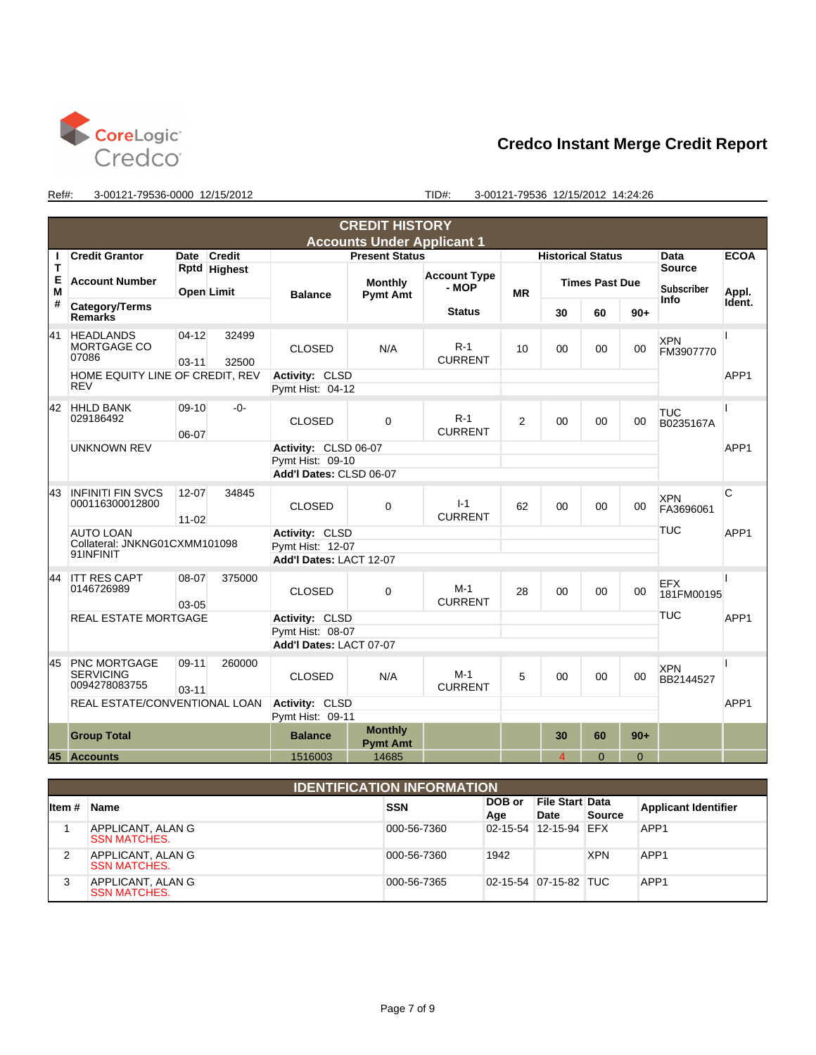# Credco Instant Merge Credit Report

CoreLogic Credco

Ref#: 3-00121-79536-0000 12/15/2012 TID#: 3-00121-79536 12/15/2012 14:24:26

## CREDIT HISTORY
### Accounts Under Applicant 1

| ITEM # | Credit Grantor / Account Number / Category/Terms Remarks | Date Rptd / Open | Credit Highest / Limit | Balance | Monthly Pymt Amt | Account Type - MOP / Status | MR | 30 | 60 | 90+ | Data Source / Subscriber Info | ECOA / Appl. Ident. |
|---|---|---|---|---|---|---|---|---|---|---|---|---|
| 41 | HEADLANDS MORTGAGE CO 07086 | 04-12 / 03-11 | 32499 / 32500 | CLOSED | N/A | R-1 CURRENT | 10 | 00 | 00 | 00 | XPN FM3907770 | I |
| | HOME EQUITY LINE OF CREDIT, REV | | | Activity: CLSD; Pymt Hist: 04-12 | | | | | | | | APP1 |
| 42 | HHLD BANK 029186492 | 09-10 / 06-07 | -0- | CLOSED | 0 | R-1 CURRENT | 2 | 00 | 00 | 00 | TUC B0235167A | I |
| | UNKNOWN REV | | | Activity: CLSD 06-07; Pymt Hist: 09-10; Add'l Dates: CLSD 06-07 | | | | | | | | APP1 |
| 43 | INFINITI FIN SVCS 000116300012800 | 12-07 / 11-02 | 34845 | CLOSED | 0 | I-1 CURRENT | 62 | 00 | 00 | 00 | XPN FA3696061; TUC | C |
| | AUTO LOAN Collateral: JNKNG01CXMM101098 91INFINIT | | | Activity: CLSD; Pymt Hist: 12-07; Add'l Dates: LACT 12-07 | | | | | | | | APP1 |
| 44 | ITT RES CAPT 0146726989 | 08-07 / 03-05 | 375000 | CLOSED | 0 | M-1 CURRENT | 28 | 00 | 00 | 00 | EFX 181FM00195; TUC | I |
| | REAL ESTATE MORTGAGE | | | Activity: CLSD; Pymt Hist: 08-07; Add'l Dates: LACT 07-07 | | | | | | | | APP1 |
| 45 | PNC MORTGAGE SERVICING 0094278083755 | 09-11 / 03-11 | 260000 | CLOSED | N/A | M-1 CURRENT | 5 | 00 | 00 | 00 | XPN BB2144527 | I |
| | REAL ESTATE/CONVENTIONAL LOAN | | | Activity: CLSD; Pymt Hist: 09-11 | | | | | | | | APP1 |
| | **Group Total** | | | **Balance** | **Monthly Pymt Amt** | | | **30** | **60** | **90+** | | |
| **45** | **Accounts** | | | 1516003 | 14685 | | | 4 | 0 | 0 | | |

## IDENTIFICATION INFORMATION

| Item # | Name | SSN | DOB or Age | File Start Date | Data Source | Applicant Identifier |
|---|---|---|---|---|---|---|
| 1 | APPLICANT, ALAN G SSN MATCHES. | 000-56-7360 | 02-15-54 | 12-15-94 | EFX | APP1 |
| 2 | APPLICANT, ALAN G SSN MATCHES. | 000-56-7360 | 1942 | | XPN | APP1 |
| 3 | APPLICANT, ALAN G SSN MATCHES. | 000-56-7365 | 02-15-54 | 07-15-82 | TUC | APP1 |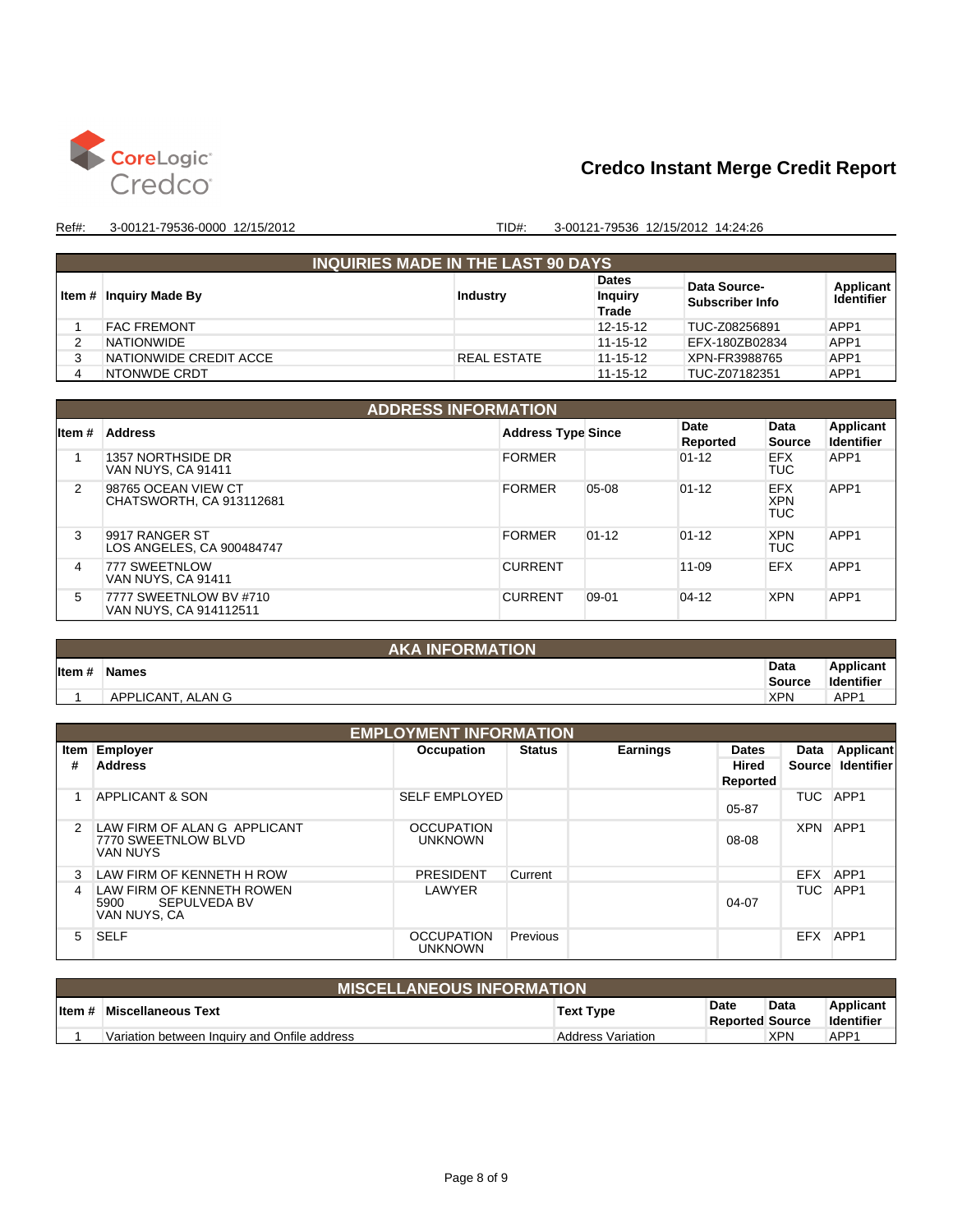**CoreLogic Credco**

# Credco Instant Merge Credit Report

Ref#: 3-00121-79536-0000 12/15/2012 TID#: 3-00121-79536 12/15/2012 14:24:26

## INQUIRIES MADE IN THE LAST 90 DAYS

| Item # | Inquiry Made By | Industry | Dates Inquiry Trade | Data Source-Subscriber Info | Applicant Identifier |
|---|---|---|---|---|---|
| 1 | FAC FREMONT | | 12-15-12 | TUC-Z08256891 | APP1 |
| 2 | NATIONWIDE | | 11-15-12 | EFX-180ZB02834 | APP1 |
| 3 | NATIONWIDE CREDIT ACCE | REAL ESTATE | 11-15-12 | XPN-FR3988765 | APP1 |
| 4 | NTONWDE CRDT | | 11-15-12 | TUC-Z07182351 | APP1 |

## ADDRESS INFORMATION

| Item # | Address | Address Type | Since | Date Reported | Data Source | Applicant Identifier |
|---|---|---|---|---|---|---|
| 1 | 1357 NORTHSIDE DR<br>VAN NUYS, CA 91411 | FORMER | | 01-12 | EFX<br>TUC | APP1 |
| 2 | 98765 OCEAN VIEW CT<br>CHATSWORTH, CA 913112681 | FORMER | 05-08 | 01-12 | EFX<br>XPN<br>TUC | APP1 |
| 3 | 9917 RANGER ST<br>LOS ANGELES, CA 900484747 | FORMER | 01-12 | 01-12 | XPN<br>TUC | APP1 |
| 4 | 777 SWEETNLOW<br>VAN NUYS, CA 91411 | CURRENT | | 11-09 | EFX | APP1 |
| 5 | 7777 SWEETNLOW BV #710<br>VAN NUYS, CA 914112511 | CURRENT | 09-01 | 04-12 | XPN | APP1 |

## AKA INFORMATION

| Item # | Names | Data Source | Applicant Identifier |
|---|---|---|---|
| 1 | APPLICANT, ALAN G | XPN | APP1 |

## EMPLOYMENT INFORMATION

| Item # | Employer Address | Occupation | Status | Earnings | Dates Hired Reported | Data Source | Applicant Identifier |
|---|---|---|---|---|---|---|---|
| 1 | APPLICANT & SON | SELF EMPLOYED | | | 05-87 | TUC | APP1 |
| 2 | LAW FIRM OF ALAN G APPLICANT<br>7770 SWEETNLOW BLVD<br>VAN NUYS | OCCUPATION UNKNOWN | | | 08-08 | XPN | APP1 |
| 3 | LAW FIRM OF KENNETH H ROW | PRESIDENT | Current | | | EFX | APP1 |
| 4 | LAW FIRM OF KENNETH ROWEN<br>5900 SEPULVEDA BV<br>VAN NUYS, CA | LAWYER | | | 04-07 | TUC | APP1 |
| 5 | SELF | OCCUPATION UNKNOWN | Previous | | | EFX | APP1 |

## MISCELLANEOUS INFORMATION

| Item # | Miscellaneous Text | Text Type | Date Reported | Data Source | Applicant Identifier |
|---|---|---|---|---|---|
| 1 | Variation between Inquiry and Onfile address | Address Variation | | XPN | APP1 |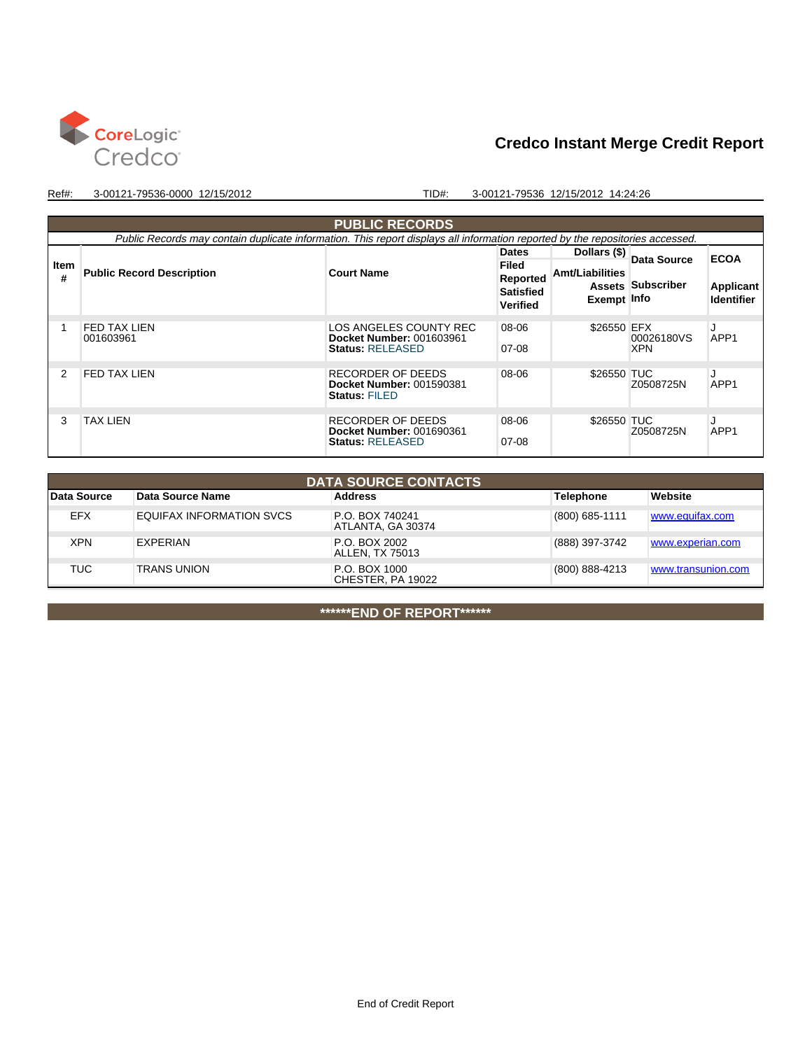CoreLogic Credco

# Credco Instant Merge Credit Report

Ref#: 3-00121-79536-0000 12/15/2012 TID#: 3-00121-79536 12/15/2012 14:24:26

## PUBLIC RECORDS

*Public Records may contain duplicate information. This report displays all information reported by the repositories accessed.*

| Item # | Public Record Description | Court Name | Dates Filed Reported Satisfied Verified | Dollars ($) Amt/Liabilities Assets Exempt | Data Source Subscriber Info | ECOA Applicant Identifier |
|---|---|---|---|---|---|---|
| 1 | FED TAX LIEN 001603961 | LOS ANGELES COUNTY REC **Docket Number:** 001603961 **Status:** RELEASED | 08-06 07-08 | $26550 | EFX 00026180VS XPN | J APP1 |
| 2 | FED TAX LIEN | RECORDER OF DEEDS **Docket Number:** 001590381 **Status:** FILED | 08-06 | $26550 | TUC Z0508725N | J APP1 |
| 3 | TAX LIEN | RECORDER OF DEEDS **Docket Number:** 001690361 **Status:** RELEASED | 08-06 07-08 | $26550 | TUC Z0508725N | J APP1 |

## DATA SOURCE CONTACTS

| Data Source | Data Source Name | Address | Telephone | Website |
|---|---|---|---|---|
| EFX | EQUIFAX INFORMATION SVCS | P.O. BOX 740241 ATLANTA, GA 30374 | (800) 685-1111 | www.equifax.com |
| XPN | EXPERIAN | P.O. BOX 2002 ALLEN, TX 75013 | (888) 397-3742 | www.experian.com |
| TUC | TRANS UNION | P.O. BOX 1000 CHESTER, PA 19022 | (800) 888-4213 | www.transunion.com |

******END OF REPORT******

End of Credit Report